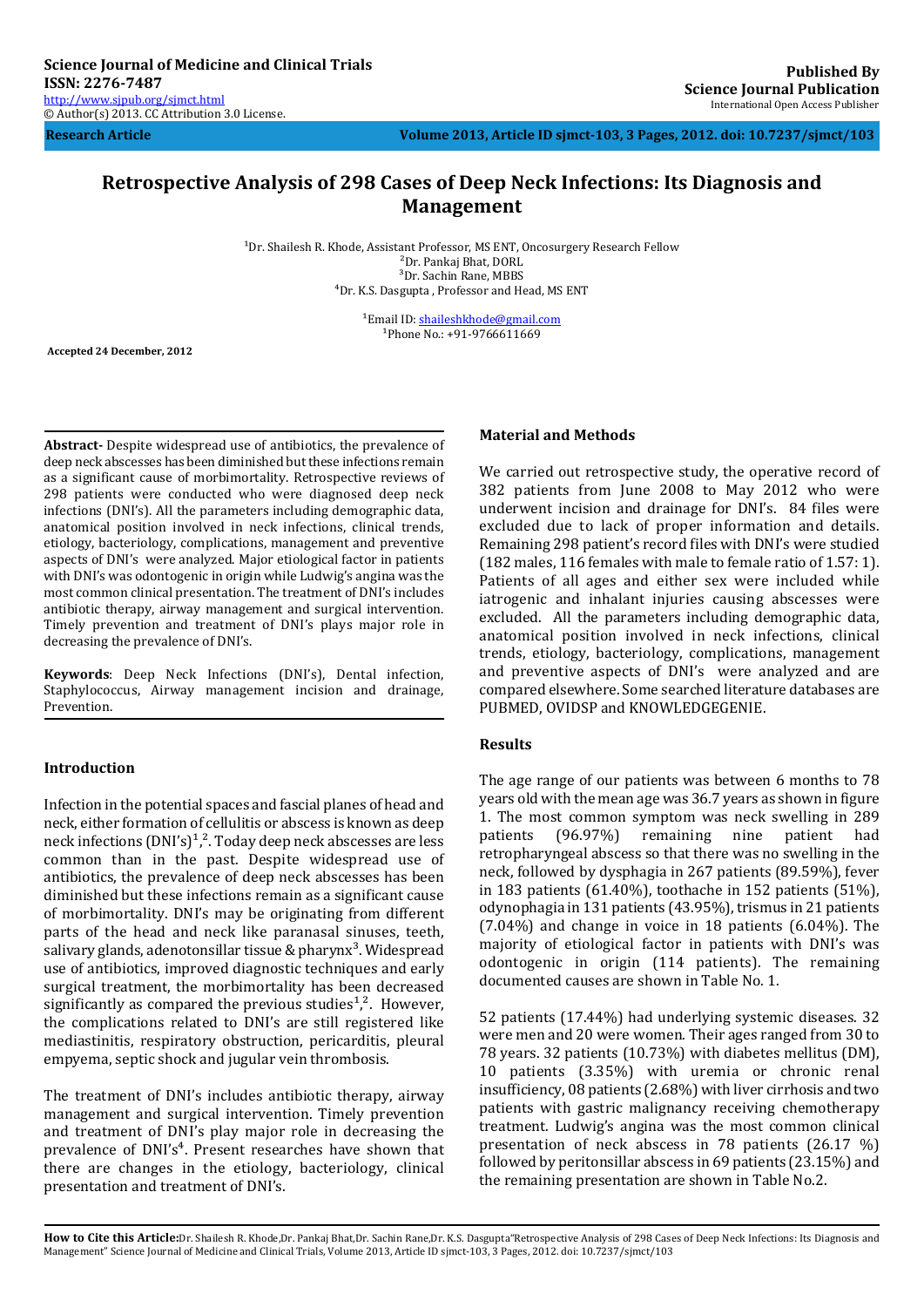Science Journal of Medicine and Clinical Trials
ISSN: 2276-7487
http://www.sjpub.org/sjmct.html
© Author(s) 2013. CC Attribution 3.0 License.

Published By
Science Journal Publication
International Open Access Publisher

Research Article

Volume 2013, Article ID sjmct-103, 3 Pages, 2012. doi: 10.7237/sjmct/103

# Retrospective Analysis of 298 Cases of Deep Neck Infections: Its Diagnosis and Management

[1]Dr. Shailesh R. Khode, Assistant Professor, MS ENT, Oncosurgery Research Fellow
[2]Dr. Pankaj Bhat, DORL
[3]Dr. Sachin Rane, MBBS
[4]Dr. K.S. Dasgupta , Professor and Head, MS ENT

[1]Email ID: shaileshkhode@gmail.com
[1]Phone No.: +91-9766611669

**Accepted 24 December, 2012**

**Abstract-** Despite widespread use of antibiotics, the prevalence of deep neck abscesses has been diminished but these infections remain as a significant cause of morbimortality. Retrospective reviews of 298 patients were conducted who were diagnosed deep neck infections (DNI's). All the parameters including demographic data, anatomical position involved in neck infections, clinical trends, etiology, bacteriology, complications, management and preventive aspects of DNI's were analyzed. Major etiological factor in patients with DNI's was odontogenic in origin while Ludwig's angina was the most common clinical presentation. The treatment of DNI's includes antibiotic therapy, airway management and surgical intervention. Timely prevention and treatment of DNI's plays major role in decreasing the prevalence of DNI's.

**Keywords**: Deep Neck Infections (DNI's), Dental infection, Staphylococcus, Airway management incision and drainage, Prevention.

## Introduction

Infection in the potential spaces and fascial planes of head and neck, either formation of cellulitis or abscess is known as deep neck infections (DNI's)[1,2]. Today deep neck abscesses are less common than in the past. Despite widespread use of antibiotics, the prevalence of deep neck abscesses has been diminished but these infections remain as a significant cause of morbimortality. DNI's may be originating from different parts of the head and neck like paranasal sinuses, teeth, salivary glands, adenotonsillar tissue & pharynx[3]. Widespread use of antibiotics, improved diagnostic techniques and early surgical treatment, the morbimortality has been decreased significantly as compared the previous studies[1,2]. However, the complications related to DNI's are still registered like mediastinitis, respiratory obstruction, pericarditis, pleural empyema, septic shock and jugular vein thrombosis.

The treatment of DNI's includes antibiotic therapy, airway management and surgical intervention. Timely prevention and treatment of DNI's play major role in decreasing the prevalence of DNI's[4]. Present researches have shown that there are changes in the etiology, bacteriology, clinical presentation and treatment of DNI's.

## Material and Methods

We carried out retrospective study, the operative record of 382 patients from June 2008 to May 2012 who were underwent incision and drainage for DNI's. 84 files were excluded due to lack of proper information and details. Remaining 298 patient's record files with DNI's were studied (182 males, 116 females with male to female ratio of 1.57: 1). Patients of all ages and either sex were included while iatrogenic and inhalant injuries causing abscesses were excluded. All the parameters including demographic data, anatomical position involved in neck infections, clinical trends, etiology, bacteriology, complications, management and preventive aspects of DNI's were analyzed and are compared elsewhere. Some searched literature databases are PUBMED, OVIDSP and KNOWLEDGEGENIE.

## Results

The age range of our patients was between 6 months to 78 years old with the mean age was 36.7 years as shown in figure 1. The most common symptom was neck swelling in 289 patients (96.97%) remaining nine patient had retropharyngeal abscess so that there was no swelling in the neck, followed by dysphagia in 267 patients (89.59%), fever in 183 patients (61.40%), toothache in 152 patients (51%), odynophagia in 131 patients (43.95%), trismus in 21 patients (7.04%) and change in voice in 18 patients (6.04%). The majority of etiological factor in patients with DNI's was odontogenic in origin (114 patients). The remaining documented causes are shown in Table No. 1.

52 patients (17.44%) had underlying systemic diseases. 32 were men and 20 were women. Their ages ranged from 30 to 78 years. 32 patients (10.73%) with diabetes mellitus (DM), 10 patients (3.35%) with uremia or chronic renal insufficiency, 08 patients (2.68%) with liver cirrhosis and two patients with gastric malignancy receiving chemotherapy treatment. Ludwig's angina was the most common clinical presentation of neck abscess in 78 patients (26.17 %) followed by peritonsillar abscess in 69 patients (23.15%) and the remaining presentation are shown in Table No.2.

**How to Cite this Article:** Dr. Shailesh R. Khode,Dr. Pankaj Bhat,Dr. Sachin Rane,Dr. K.S. Dasgupta"Retrospective Analysis of 298 Cases of Deep Neck Infections: Its Diagnosis and Management" Science Journal of Medicine and Clinical Trials, Volume 2013, Article ID sjmct-103, 3 Pages, 2012. doi: 10.7237/sjmct/103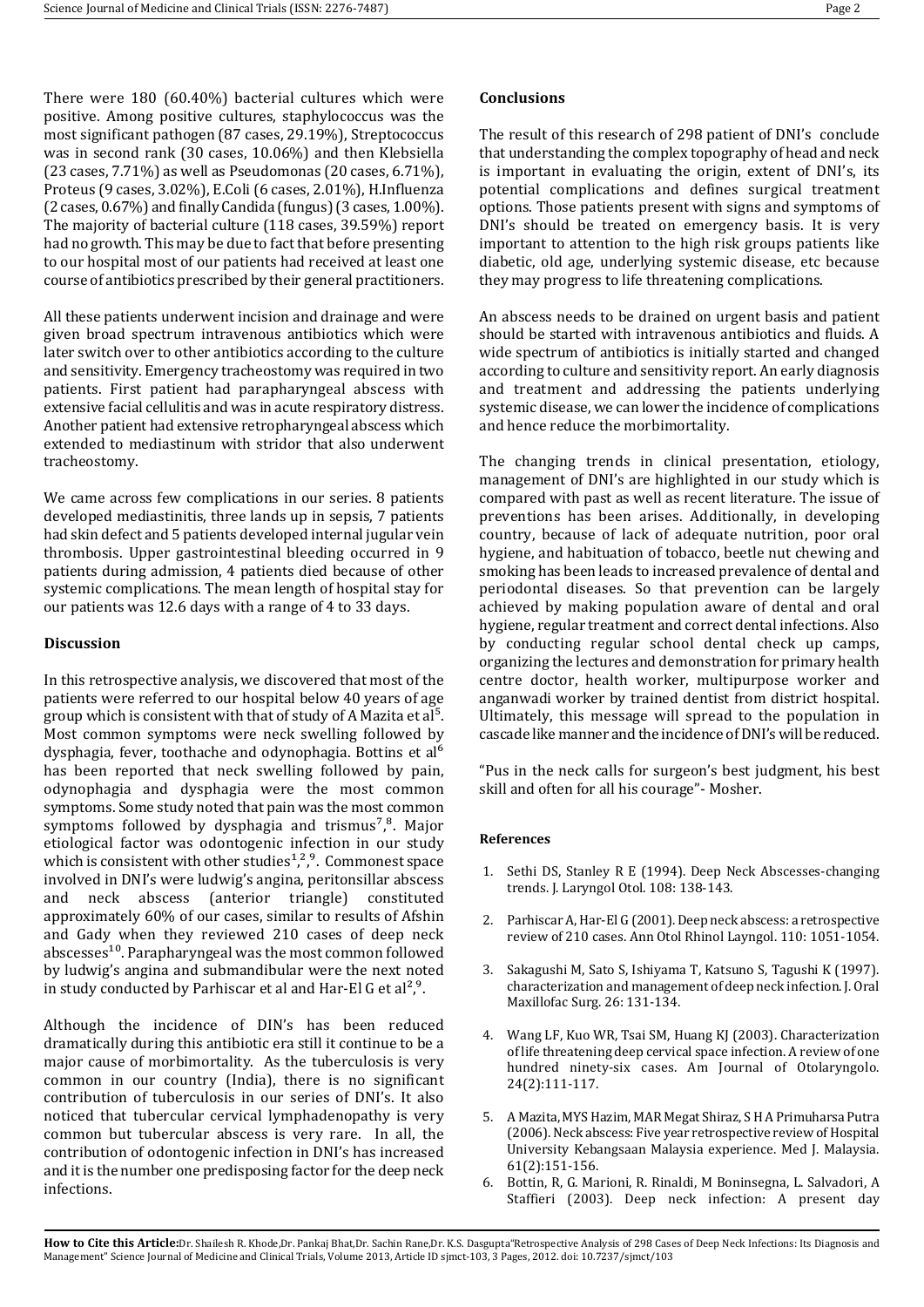There were 180 (60.40%) bacterial cultures which were positive. Among positive cultures, staphylococcus was the most significant pathogen (87 cases, 29.19%), Streptococcus was in second rank (30 cases, 10.06%) and then Klebsiella (23 cases, 7.71%) as well as Pseudomonas (20 cases, 6.71%), Proteus (9 cases, 3.02%), E.Coli (6 cases, 2.01%), H.Influenza (2 cases, 0.67%) and finally Candida (fungus) (3 cases, 1.00%). The majority of bacterial culture (118 cases, 39.59%) report had no growth. This may be due to fact that before presenting to our hospital most of our patients had received at least one course of antibiotics prescribed by their general practitioners.

All these patients underwent incision and drainage and were given broad spectrum intravenous antibiotics which were later switch over to other antibiotics according to the culture and sensitivity. Emergency tracheostomy was required in two patients. First patient had parapharyngeal abscess with extensive facial cellulitis and was in acute respiratory distress. Another patient had extensive retropharyngeal abscess which extended to mediastinum with stridor that also underwent tracheostomy.

We came across few complications in our series. 8 patients developed mediastinitis, three lands up in sepsis, 7 patients had skin defect and 5 patients developed internal jugular vein thrombosis. Upper gastrointestinal bleeding occurred in 9 patients during admission, 4 patients died because of other systemic complications. The mean length of hospital stay for our patients was 12.6 days with a range of 4 to 33 days.

## Discussion

In this retrospective analysis, we discovered that most of the patients were referred to our hospital below 40 years of age group which is consistent with that of study of A Mazita et al[5]. Most common symptoms were neck swelling followed by dysphagia, fever, toothache and odynophagia. Bottins et al[6] has been reported that neck swelling followed by pain, odynophagia and dysphagia were the most common symptoms. Some study noted that pain was the most common symptoms followed by dysphagia and trismus[7,8]. Major etiological factor was odontogenic infection in our study which is consistent with other studies[1,2,9]. Commonest space involved in DNI's were ludwig's angina, peritonsillar abscess and neck abscess (anterior triangle) constituted approximately 60% of our cases, similar to results of Afshin and Gady when they reviewed 210 cases of deep neck abscesses[10]. Parapharyngeal was the most common followed by ludwig's angina and submandibular were the next noted in study conducted by Parhiscar et al and Har-El G et al[2,9].

Although the incidence of DIN's has been reduced dramatically during this antibiotic era still it continue to be a major cause of morbimortality. As the tuberculosis is very common in our country (India), there is no significant contribution of tuberculosis in our series of DNI's. It also noticed that tubercular cervical lymphadenopathy is very common but tubercular abscess is very rare. In all, the contribution of odontogenic infection in DNI's has increased and it is the number one predisposing factor for the deep neck infections.

## Conclusions

The result of this research of 298 patient of DNI's conclude that understanding the complex topography of head and neck is important in evaluating the origin, extent of DNI's, its potential complications and defines surgical treatment options. Those patients present with signs and symptoms of DNI's should be treated on emergency basis. It is very important to attention to the high risk groups patients like diabetic, old age, underlying systemic disease, etc because they may progress to life threatening complications.

An abscess needs to be drained on urgent basis and patient should be started with intravenous antibiotics and fluids. A wide spectrum of antibiotics is initially started and changed according to culture and sensitivity report. An early diagnosis and treatment and addressing the patients underlying systemic disease, we can lower the incidence of complications and hence reduce the morbimortality.

The changing trends in clinical presentation, etiology, management of DNI's are highlighted in our study which is compared with past as well as recent literature. The issue of preventions has been arises. Additionally, in developing country, because of lack of adequate nutrition, poor oral hygiene, and habituation of tobacco, beetle nut chewing and smoking has been leads to increased prevalence of dental and periodontal diseases. So that prevention can be largely achieved by making population aware of dental and oral hygiene, regular treatment and correct dental infections. Also by conducting regular school dental check up camps, organizing the lectures and demonstration for primary health centre doctor, health worker, multipurpose worker and anganwadi worker by trained dentist from district hospital. Ultimately, this message will spread to the population in cascade like manner and the incidence of DNI's will be reduced.

"Pus in the neck calls for surgeon's best judgment, his best skill and often for all his courage"- Mosher.

### References

1. Sethi DS, Stanley R E (1994). Deep Neck Abscesses-changing trends. J. Laryngol Otol. 108: 138-143.
2. Parhiscar A, Har-El G (2001). Deep neck abscess: a retrospective review of 210 cases. Ann Otol Rhinol Layngol. 110: 1051-1054.
3. Sakagushi M, Sato S, Ishiyama T, Katsuno S, Tagushi K (1997). characterization and management of deep neck infection. J. Oral Maxillofac Surg. 26: 131-134.
4. Wang LF, Kuo WR, Tsai SM, Huang KJ (2003). Characterization of life threatening deep cervical space infection. A review of one hundred ninety-six cases. Am Journal of Otolaryngolo. 24(2):111-117.
5. A Mazita, MYS Hazim, MAR Megat Shiraz, S H A Primuharsa Putra (2006). Neck abscess: Five year retrospective review of Hospital University Kebangsaan Malaysia experience. Med J. Malaysia. 61(2):151-156.
6. Bottin, R, G. Marioni, R. Rinaldi, M Boninsegna, L. Salvadori, A Staffieri (2003). Deep neck infection: A present day

**How to Cite this Article:** Dr. Shailesh R. Khode,Dr. Pankaj Bhat,Dr. Sachin Rane,Dr. K.S. Dasgupta"Retrospective Analysis of 298 Cases of Deep Neck Infections: Its Diagnosis and Management" Science Journal of Medicine and Clinical Trials, Volume 2013, Article ID sjmct-103, 3 Pages, 2012. doi: 10.7237/sjmct/103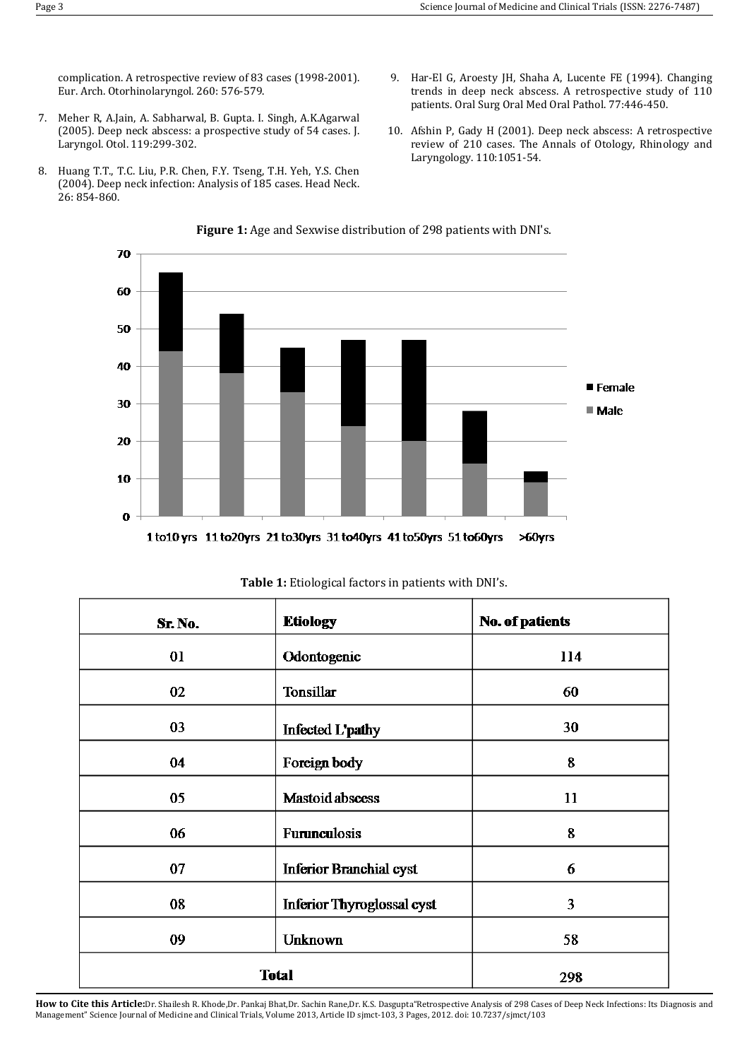complication. A retrospective review of 83 cases (1998-2001). Eur. Arch. Otorhinolaryngol. 260: 576-579.

7. Meher R, A.Jain, A. Sabharwal, B. Gupta. I. Singh, A.K.Agarwal (2005). Deep neck abscess: a prospective study of 54 cases. J. Laryngol. Otol. 119:299-302.
8. Huang T.T., T.C. Liu, P.R. Chen, F.Y. Tseng, T.H. Yeh, Y.S. Chen (2004). Deep neck infection: Analysis of 185 cases. Head Neck. 26: 854-860.
9. Har-El G, Aroesty JH, Shaha A, Lucente FE (1994). Changing trends in deep neck abscess. A retrospective study of 110 patients. Oral Surg Oral Med Oral Pathol. 77:446-450.
10. Afshin P, Gady H (2001). Deep neck abscess: A retrospective review of 210 cases. The Annals of Otology, Rhinology and Laryngology. 110:1051-54.

**Figure 1:** Age and Sexwise distribution of 298 patients with DNI's.

70
60
50
40
30
20
10
0

1 to10 yrs 11 to20yrs 21 to30yrs 31 to40yrs 41 to50yrs 51 to60yrs >60yrs

■ Female
■ Male

**Table 1:** Etiological factors in patients with DNI's.

| Sr. No. | Etiology | No. of patients |
| --- | --- | --- |
| 01 | Odontogenic | 114 |
| 02 | Tonsillar | 60 |
| 03 | Infected L'pathy | 30 |
| 04 | Foreign body | 8 |
| 05 | Mastoid abscess | 11 |
| 06 | Furunculosis | 8 |
| 07 | Inferior Branchial cyst | 6 |
| 08 | Inferior Thyroglossal cyst | 3 |
| 09 | Unknown | 58 |
| Total | | 298 |

**How to Cite this Article:** Dr. Shailesh R. Khode, Dr. Pankaj Bhat, Dr. Sachin Rane, Dr. K.S. Dasgupta "Retrospective Analysis of 298 Cases of Deep Neck Infections: Its Diagnosis and Management" Science Journal of Medicine and Clinical Trials, Volume 2013, Article ID sjmct-103, 3 Pages, 2012. doi: 10.7237/sjmct/103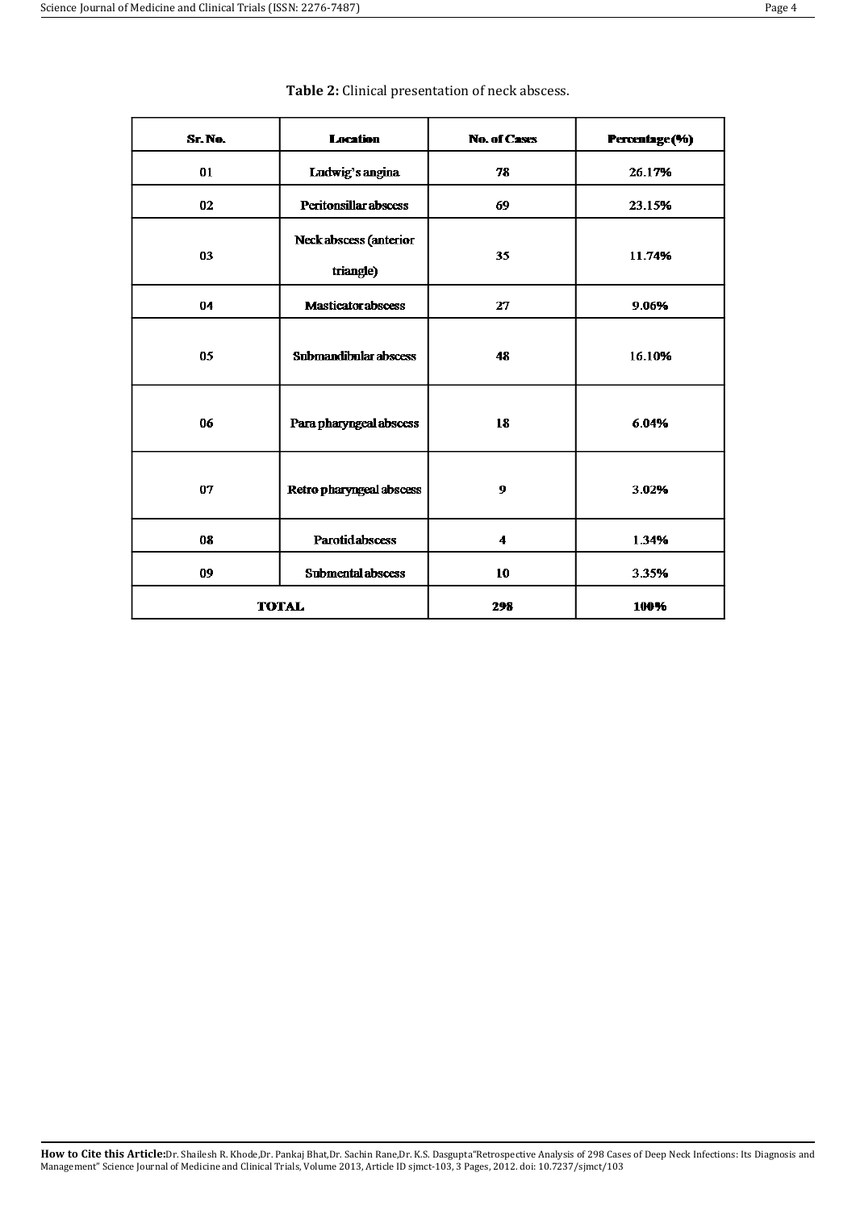**Table 2:** Clinical presentation of neck abscess.

| Sr. No. | Location | No. of Cases | Percentage (%) |
|---|---|---|---|
| 01 | Ludwig's angina | 78 | 26.17% |
| 02 | Peritonsillar abscess | 69 | 23.15% |
| 03 | Neck abscess (anterior triangle) | 35 | 11.74% |
| 04 | Masticator abscess | 27 | 9.06% |
| 05 | Submandibular abscess | 48 | 16.10% |
| 06 | Para pharyngeal abscess | 18 | 6.04% |
| 07 | Retro pharyngeal abscess | 9 | 3.02% |
| 08 | Parotid abscess | 4 | 1.34% |
| 09 | Submental abscess | 10 | 3.35% |
| TOTAL | | 298 | 100% |

**How to Cite this Article:** Dr. Shailesh R. Khode, Dr. Pankaj Bhat, Dr. Sachin Rane, Dr. K.S. Dasgupta "Retrospective Analysis of 298 Cases of Deep Neck Infections: Its Diagnosis and Management" Science Journal of Medicine and Clinical Trials, Volume 2013, Article ID sjmct-103, 3 Pages, 2012. doi: 10.7237/sjmct/103